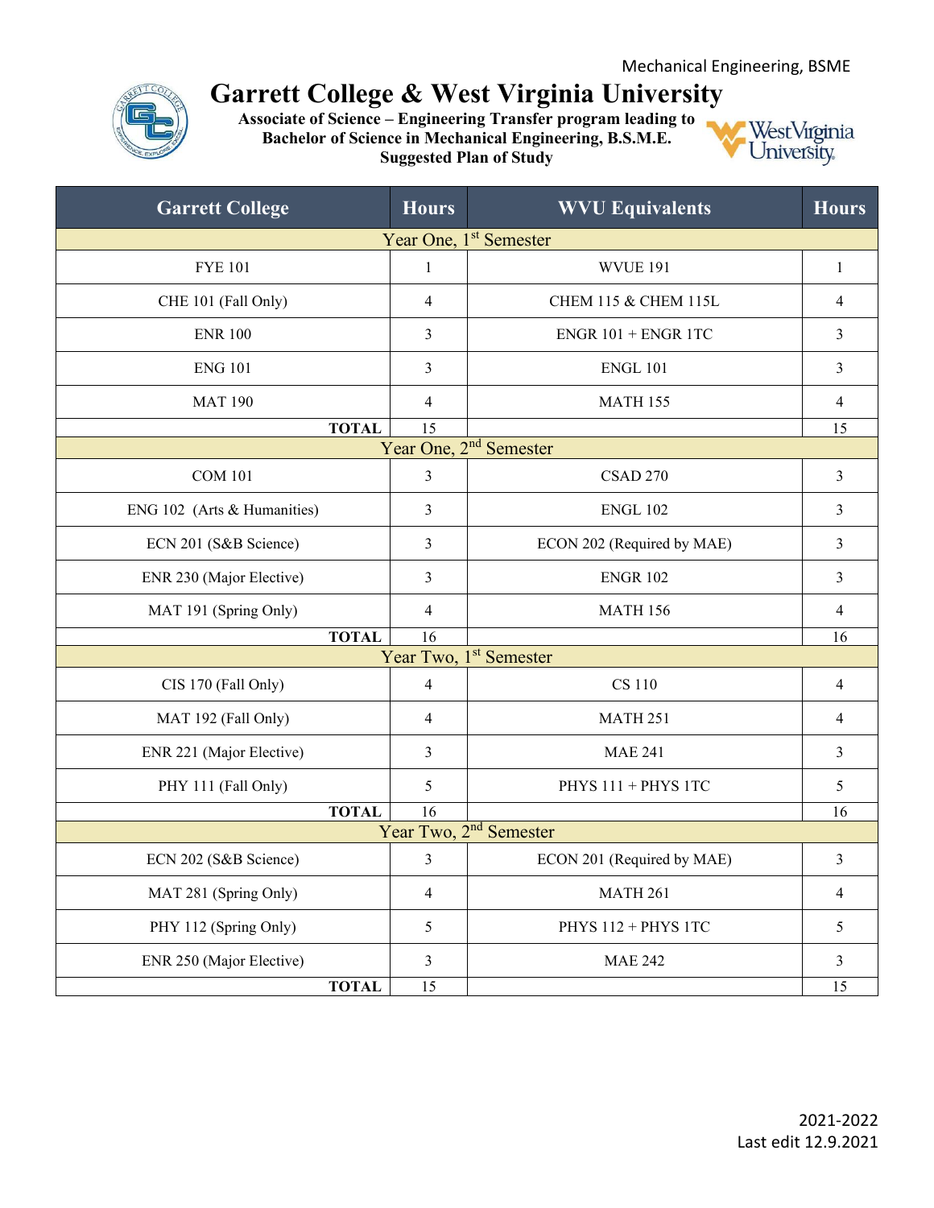Mechanical Engineering, BSME

# Garrett College & West Virginia University

**Associate of Science – Engineering Transfer program leading to Bachelor of Science in Mechanical Engineering, B.S.M.E. Suggested Plan of Study**

| Garrett College | Hours | WVU Equivalents | Hours |
|---|---|---|---|
| Year One, 1st Semester | | | |
| FYE 101 | 1 | WVUE 191 | 1 |
| CHE 101 (Fall Only) | 4 | CHEM 115 & CHEM 115L | 4 |
| ENR 100 | 3 | ENGR 101 + ENGR 1TC | 3 |
| ENG 101 | 3 | ENGL 101 | 3 |
| MAT 190 | 4 | MATH 155 | 4 |
| **TOTAL** | 15 | | 15 |
| Year One, 2nd Semester | | | |
| COM 101 | 3 | CSAD 270 | 3 |
| ENG 102 (Arts & Humanities) | 3 | ENGL 102 | 3 |
| ECN 201 (S&B Science) | 3 | ECON 202 (Required by MAE) | 3 |
| ENR 230 (Major Elective) | 3 | ENGR 102 | 3 |
| MAT 191 (Spring Only) | 4 | MATH 156 | 4 |
| **TOTAL** | 16 | | 16 |
| Year Two, 1st Semester | | | |
| CIS 170 (Fall Only) | 4 | CS 110 | 4 |
| MAT 192 (Fall Only) | 4 | MATH 251 | 4 |
| ENR 221 (Major Elective) | 3 | MAE 241 | 3 |
| PHY 111 (Fall Only) | 5 | PHYS 111 + PHYS 1TC | 5 |
| **TOTAL** | 16 | | 16 |
| Year Two, 2nd Semester | | | |
| ECN 202 (S&B Science) | 3 | ECON 201 (Required by MAE) | 3 |
| MAT 281 (Spring Only) | 4 | MATH 261 | 4 |
| PHY 112 (Spring Only) | 5 | PHYS 112 + PHYS 1TC | 5 |
| ENR 250 (Major Elective) | 3 | MAE 242 | 3 |
| **TOTAL** | 15 | | 15 |

2021-2022
Last edit 12.9.2021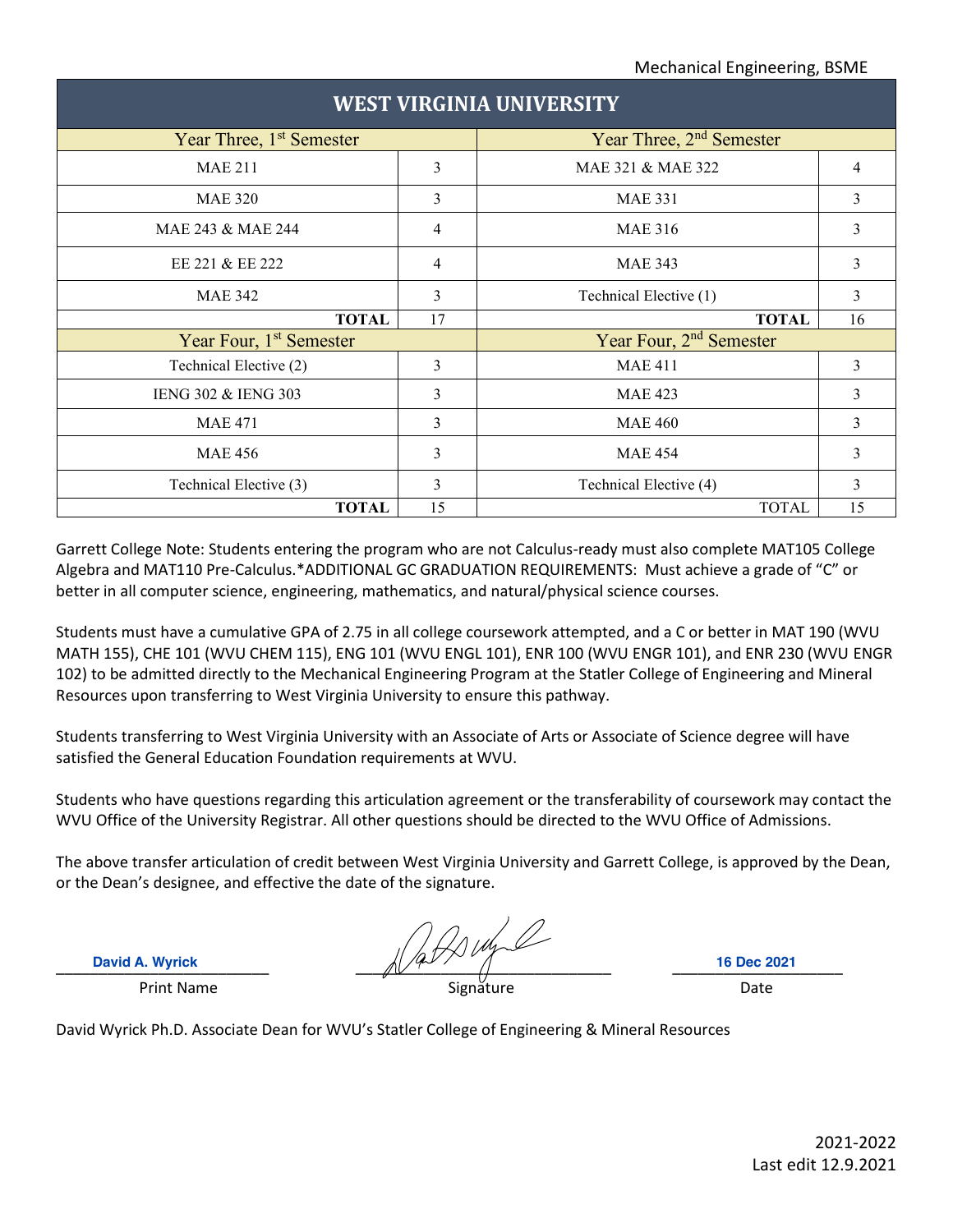Mechanical Engineering, BSME

| WEST VIRGINIA UNIVERSITY | | | |
|---|---|---|---|
| **Year Three, 1st Semester** | | **Year Three, 2nd Semester** | |
| MAE 211 | 3 | MAE 321 & MAE 322 | 4 |
| MAE 320 | 3 | MAE 331 | 3 |
| MAE 243 & MAE 244 | 4 | MAE 316 | 3 |
| EE 221 & EE 222 | 4 | MAE 343 | 3 |
| MAE 342 | 3 | Technical Elective (1) | 3 |
| **TOTAL** | 17 | **TOTAL** | 16 |
| **Year Four, 1st Semester** | | **Year Four, 2nd Semester** | |
| Technical Elective (2) | 3 | MAE 411 | 3 |
| IENG 302 & IENG 303 | 3 | MAE 423 | 3 |
| MAE 471 | 3 | MAE 460 | 3 |
| MAE 456 | 3 | MAE 454 | 3 |
| Technical Elective (3) | 3 | Technical Elective (4) | 3 |
| **TOTAL** | 15 | TOTAL | 15 |

Garrett College Note: Students entering the program who are not Calculus-ready must also complete MAT105 College Algebra and MAT110 Pre-Calculus.*ADDITIONAL GC GRADUATION REQUIREMENTS: Must achieve a grade of "C" or better in all computer science, engineering, mathematics, and natural/physical science courses.

Students must have a cumulative GPA of 2.75 in all college coursework attempted, and a C or better in MAT 190 (WVU MATH 155), CHE 101 (WVU CHEM 115), ENG 101 (WVU ENGL 101), ENR 100 (WVU ENGR 101), and ENR 230 (WVU ENGR 102) to be admitted directly to the Mechanical Engineering Program at the Statler College of Engineering and Mineral Resources upon transferring to West Virginia University to ensure this pathway.

Students transferring to West Virginia University with an Associate of Arts or Associate of Science degree will have satisfied the General Education Foundation requirements at WVU.

Students who have questions regarding this articulation agreement or the transferability of coursework may contact the WVU Office of the University Registrar. All other questions should be directed to the WVU Office of Admissions.

The above transfer articulation of credit between West Virginia University and Garrett College, is approved by the Dean, or the Dean's designee, and effective the date of the signature.

| | | |
|---|---|---|
| David A. Wyrick | [signature] | 16 Dec 2021 |
| Print Name | Signature | Date |

David Wyrick Ph.D. Associate Dean for WVU's Statler College of Engineering & Mineral Resources

2021-2022
Last edit 12.9.2021